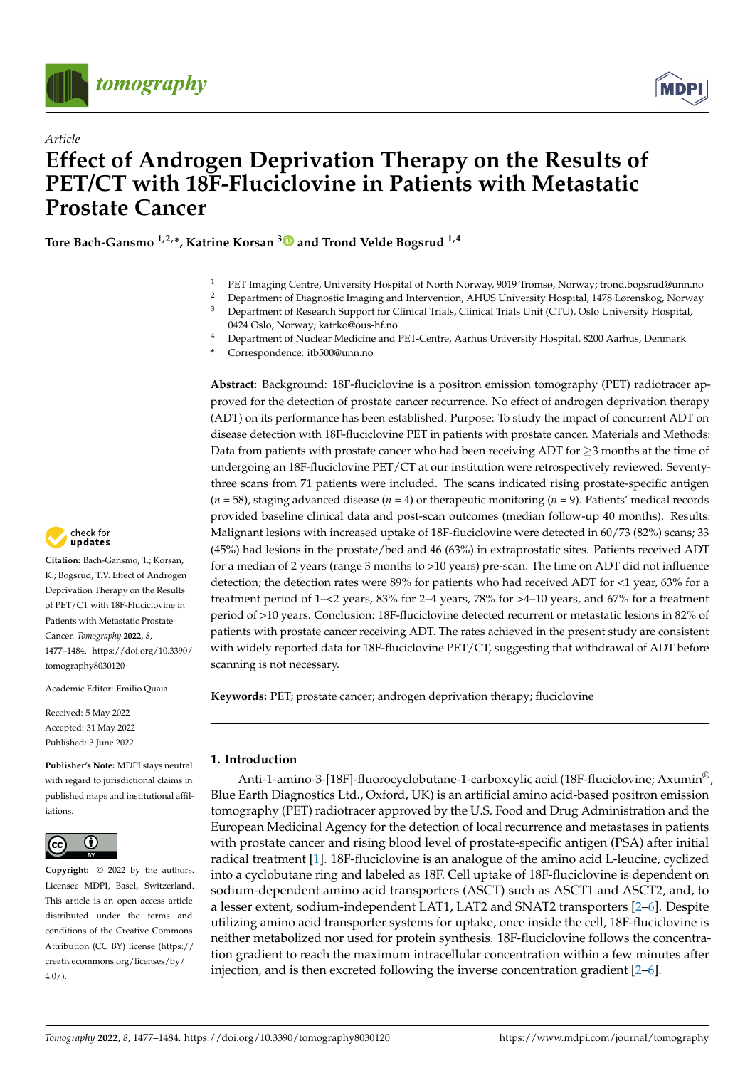*Article*

# Effect of Androgen Deprivation Therapy on the Results of PET/CT with 18F-Fluciclovine in Patients with Metastatic Prostate Cancer

**Tore Bach-Gansmo [1,2,*], Katrine Korsan [3] and Trond Velde Bogsrud [1,4]**

[1] PET Imaging Centre, University Hospital of North Norway, 9019 Tromsø, Norway; trond.bogsrud@unn.no
[2] Department of Diagnostic Imaging and Intervention, AHUS University Hospital, 1478 Lørenskog, Norway
[3] Department of Research Support for Clinical Trials, Clinical Trials Unit (CTU), Oslo University Hospital, 0424 Oslo, Norway; katrko@ous-hf.no
[4] Department of Nuclear Medicine and PET-Centre, Aarhus University Hospital, 8200 Aarhus, Denmark
[*] Correspondence: itb500@unn.no

**Abstract:** Background: 18F-fluciclovine is a positron emission tomography (PET) radiotracer approved for the detection of prostate cancer recurrence. No effect of androgen deprivation therapy (ADT) on its performance has been established. Purpose: To study the impact of concurrent ADT on disease detection with 18F-fluciclovine PET in patients with prostate cancer. Materials and Methods: Data from patients with prostate cancer who had been receiving ADT for ≥3 months at the time of undergoing an 18F-fluciclovine PET/CT at our institution were retrospectively reviewed. Seventy-three scans from 71 patients were included. The scans indicated rising prostate-specific antigen ($n$ = 58), staging advanced disease ($n$ = 4) or therapeutic monitoring ($n$ = 9). Patients' medical records provided baseline clinical data and post-scan outcomes (median follow-up 40 months). Results: Malignant lesions with increased uptake of 18F-fluciclovine were detected in 60/73 (82%) scans; 33 (45%) had lesions in the prostate/bed and 46 (63%) in extraprostatic sites. Patients received ADT for a median of 2 years (range 3 months to >10 years) pre-scan. The time on ADT did not influence detection; the detection rates were 89% for patients who had received ADT for <1 year, 63% for a treatment period of 1–<2 years, 83% for 2–4 years, 78% for >4–10 years, and 67% for a treatment period of >10 years. Conclusion: 18F-fluciclovine detected recurrent or metastatic lesions in 82% of patients with prostate cancer receiving ADT. The rates achieved in the present study are consistent with widely reported data for 18F-fluciclovine PET/CT, suggesting that withdrawal of ADT before scanning is not necessary.

**Keywords:** PET; prostate cancer; androgen deprivation therapy; fluciclovine

**Citation:** Bach-Gansmo, T.; Korsan, K.; Bogsrud, T.V. Effect of Androgen Deprivation Therapy on the Results of PET/CT with 18F-Fluciclovine in Patients with Metastatic Prostate Cancer. *Tomography* **2022**, *8*, 1477–1484. https://doi.org/10.3390/tomography8030120

Academic Editor: Emilio Quaia

Received: 5 May 2022
Accepted: 31 May 2022
Published: 3 June 2022

**Publisher's Note:** MDPI stays neutral with regard to jurisdictional claims in published maps and institutional affiliations.

**Copyright:** © 2022 by the authors. Licensee MDPI, Basel, Switzerland. This article is an open access article distributed under the terms and conditions of the Creative Commons Attribution (CC BY) license (https://creativecommons.org/licenses/by/4.0/).

## 1. Introduction

Anti-1-amino-3-[18F]-fluorocyclobutane-1-carboxcylic acid (18F-fluciclovine; Axumin®, Blue Earth Diagnostics Ltd., Oxford, UK) is an artificial amino acid-based positron emission tomography (PET) radiotracer approved by the U.S. Food and Drug Administration and the European Medicinal Agency for the detection of local recurrence and metastases in patients with prostate cancer and rising blood level of prostate-specific antigen (PSA) after initial radical treatment [1]. 18F-fluciclovine is an analogue of the amino acid L-leucine, cyclized into a cyclobutane ring and labeled as 18F. Cell uptake of 18F-fluciclovine is dependent on sodium-dependent amino acid transporters (ASCT) such as ASCT1 and ASCT2, and, to a lesser extent, sodium-independent LAT1, LAT2 and SNAT2 transporters [2–6]. Despite utilizing amino acid transporter systems for uptake, once inside the cell, 18F-fluciclovine is neither metabolized nor used for protein synthesis. 18F-fluciclovine follows the concentration gradient to reach the maximum intracellular concentration within a few minutes after injection, and is then excreted following the inverse concentration gradient [2–6].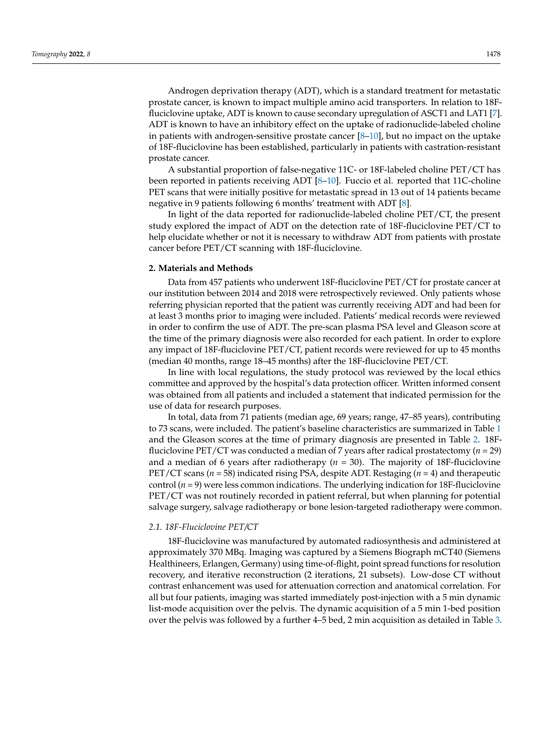Androgen deprivation therapy (ADT), which is a standard treatment for metastatic prostate cancer, is known to impact multiple amino acid transporters. In relation to 18F-fluciclovine uptake, ADT is known to cause secondary upregulation of ASCT1 and LAT1 [7]. ADT is known to have an inhibitory effect on the uptake of radionuclide-labeled choline in patients with androgen-sensitive prostate cancer [8–10], but no impact on the uptake of 18F-fluciclovine has been established, particularly in patients with castration-resistant prostate cancer.

A substantial proportion of false-negative 11C- or 18F-labeled choline PET/CT has been reported in patients receiving ADT [8–10]. Fuccio et al. reported that 11C-choline PET scans that were initially positive for metastatic spread in 13 out of 14 patients became negative in 9 patients following 6 months' treatment with ADT [8].

In light of the data reported for radionuclide-labeled choline PET/CT, the present study explored the impact of ADT on the detection rate of 18F-fluciclovine PET/CT to help elucidate whether or not it is necessary to withdraw ADT from patients with prostate cancer before PET/CT scanning with 18F-fluciclovine.

## 2. Materials and Methods

Data from 457 patients who underwent 18F-fluciclovine PET/CT for prostate cancer at our institution between 2014 and 2018 were retrospectively reviewed. Only patients whose referring physician reported that the patient was currently receiving ADT and had been for at least 3 months prior to imaging were included. Patients' medical records were reviewed in order to confirm the use of ADT. The pre-scan plasma PSA level and Gleason score at the time of the primary diagnosis were also recorded for each patient. In order to explore any impact of 18F-fluciclovine PET/CT, patient records were reviewed for up to 45 months (median 40 months, range 18–45 months) after the 18F-fluciclovine PET/CT.

In line with local regulations, the study protocol was reviewed by the local ethics committee and approved by the hospital's data protection officer. Written informed consent was obtained from all patients and included a statement that indicated permission for the use of data for research purposes.

In total, data from 71 patients (median age, 69 years; range, 47–85 years), contributing to 73 scans, were included. The patient's baseline characteristics are summarized in Table 1 and the Gleason scores at the time of primary diagnosis are presented in Table 2. 18F-fluciclovine PET/CT was conducted a median of 7 years after radical prostatectomy ($n$ = 29) and a median of 6 years after radiotherapy ($n$ = 30). The majority of 18F-fluciclovine PET/CT scans ($n$ = 58) indicated rising PSA, despite ADT. Restaging ($n$ = 4) and therapeutic control ($n$ = 9) were less common indications. The underlying indication for 18F-fluciclovine PET/CT was not routinely recorded in patient referral, but when planning for potential salvage surgery, salvage radiotherapy or bone lesion-targeted radiotherapy were common.

### 2.1. 18F-Fluciclovine PET/CT

18F-fluciclovine was manufactured by automated radiosynthesis and administered at approximately 370 MBq. Imaging was captured by a Siemens Biograph mCT40 (Siemens Healthineers, Erlangen, Germany) using time-of-flight, point spread functions for resolution recovery, and iterative reconstruction (2 iterations, 21 subsets). Low-dose CT without contrast enhancement was used for attenuation correction and anatomical correlation. For all but four patients, imaging was started immediately post-injection with a 5 min dynamic list-mode acquisition over the pelvis. The dynamic acquisition of a 5 min 1-bed position over the pelvis was followed by a further 4–5 bed, 2 min acquisition as detailed in Table 3.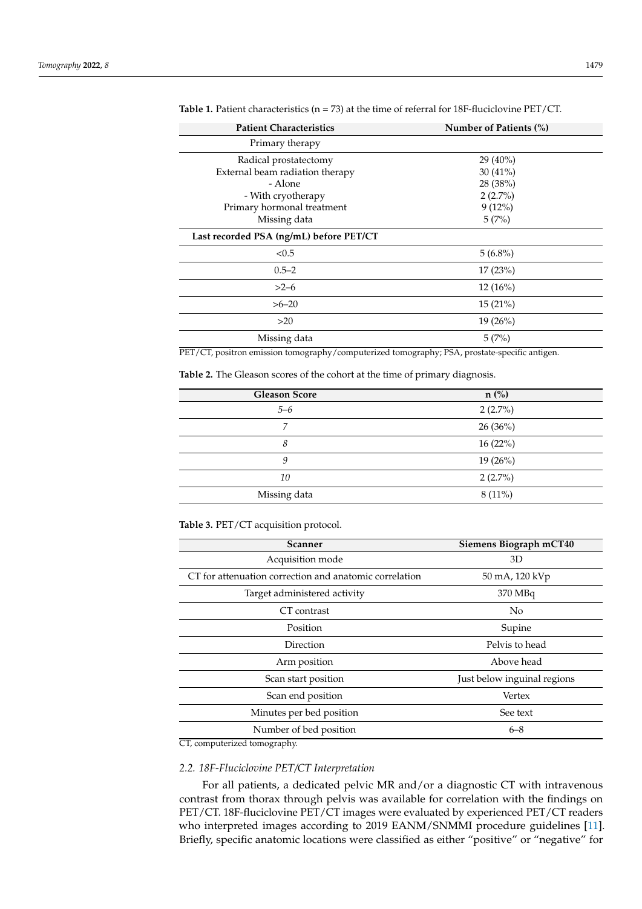**Table 1.** Patient characteristics (n = 73) at the time of referral for 18F-fluciclovine PET/CT.

| Patient Characteristics | Number of Patients (%) |
|---|---|
| Primary therapy | |
| Radical prostatectomy | 29 (40%) |
| External beam radiation therapy | 30 (41%) |
| - Alone | 28 (38%) |
| - With cryotherapy | 2 (2.7%) |
| Primary hormonal treatment | 9 (12%) |
| Missing data | 5 (7%) |
| **Last recorded PSA (ng/mL) before PET/CT** | |
| <0.5 | 5 (6.8%) |
| 0.5–2 | 17 (23%) |
| >2–6 | 12 (16%) |
| >6–20 | 15 (21%) |
| >20 | 19 (26%) |
| Missing data | 5 (7%) |

PET/CT, positron emission tomography/computerized tomography; PSA, prostate-specific antigen.

**Table 2.** The Gleason scores of the cohort at the time of primary diagnosis.

| Gleason Score | n (%) |
|---|---|
| *5–6* | 2 (2.7%) |
| *7* | 26 (36%) |
| *8* | 16 (22%) |
| *9* | 19 (26%) |
| *10* | 2 (2.7%) |
| Missing data | 8 (11%) |

**Table 3.** PET/CT acquisition protocol.

| Scanner | Siemens Biograph mCT40 |
|---|---|
| Acquisition mode | 3D |
| CT for attenuation correction and anatomic correlation | 50 mA, 120 kVp |
| Target administered activity | 370 MBq |
| CT contrast | No |
| Position | Supine |
| Direction | Pelvis to head |
| Arm position | Above head |
| Scan start position | Just below inguinal regions |
| Scan end position | Vertex |
| Minutes per bed position | See text |
| Number of bed position | 6–8 |

CT, computerized tomography.

### 2.2. 18F-Fluciclovine PET/CT Interpretation

For all patients, a dedicated pelvic MR and/or a diagnostic CT with intravenous contrast from thorax through pelvis was available for correlation with the findings on PET/CT. 18F-fluciclovine PET/CT images were evaluated by experienced PET/CT readers who interpreted images according to 2019 EANM/SNMMI procedure guidelines [11]. Briefly, specific anatomic locations were classified as either "positive" or "negative" for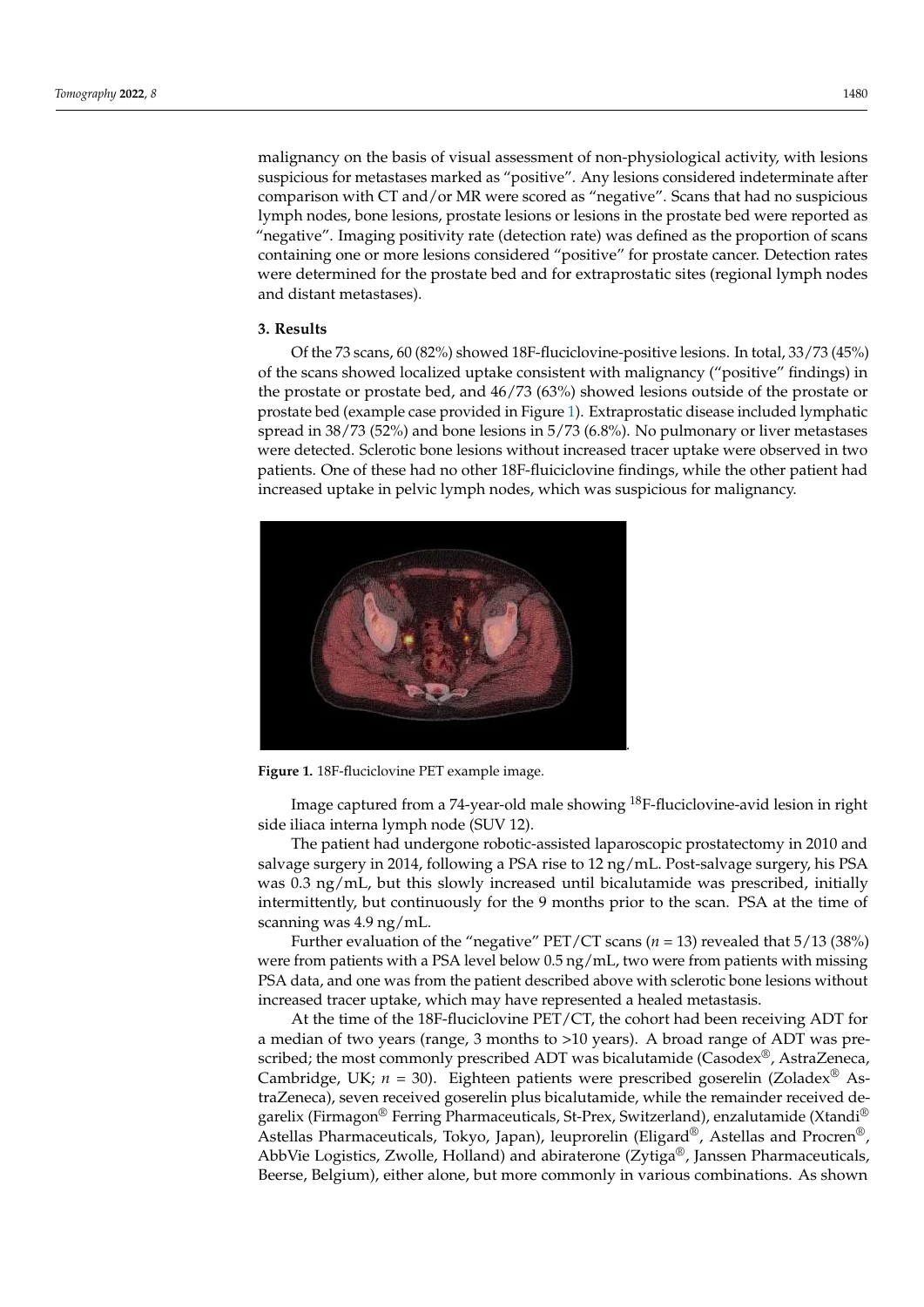malignancy on the basis of visual assessment of non-physiological activity, with lesions suspicious for metastases marked as "positive". Any lesions considered indeterminate after comparison with CT and/or MR were scored as "negative". Scans that had no suspicious lymph nodes, bone lesions, prostate lesions or lesions in the prostate bed were reported as "negative". Imaging positivity rate (detection rate) was defined as the proportion of scans containing one or more lesions considered "positive" for prostate cancer. Detection rates were determined for the prostate bed and for extraprostatic sites (regional lymph nodes and distant metastases).

## 3. Results

Of the 73 scans, 60 (82%) showed 18F-fluciclovine-positive lesions. In total, 33/73 (45%) of the scans showed localized uptake consistent with malignancy ("positive" findings) in the prostate or prostate bed, and 46/73 (63%) showed lesions outside of the prostate or prostate bed (example case provided in Figure 1). Extraprostatic disease included lymphatic spread in 38/73 (52%) and bone lesions in 5/73 (6.8%). No pulmonary or liver metastases were detected. Sclerotic bone lesions without increased tracer uptake were observed in two patients. One of these had no other 18F-fluiciclovine findings, while the other patient had increased uptake in pelvic lymph nodes, which was suspicious for malignancy.

**Figure 1.** 18F-fluciclovine PET example image.

Image captured from a 74-year-old male showing $^{18}$F-fluciclovine-avid lesion in right side iliaca interna lymph node (SUV 12).

The patient had undergone robotic-assisted laparoscopic prostatectomy in 2010 and salvage surgery in 2014, following a PSA rise to 12 ng/mL. Post-salvage surgery, his PSA was 0.3 ng/mL, but this slowly increased until bicalutamide was prescribed, initially intermittently, but continuously for the 9 months prior to the scan. PSA at the time of scanning was 4.9 ng/mL.

Further evaluation of the "negative" PET/CT scans ($n$ = 13) revealed that 5/13 (38%) were from patients with a PSA level below 0.5 ng/mL, two were from patients with missing PSA data, and one was from the patient described above with sclerotic bone lesions without increased tracer uptake, which may have represented a healed metastasis.

At the time of the 18F-fluciclovine PET/CT, the cohort had been receiving ADT for a median of two years (range, 3 months to >10 years). A broad range of ADT was prescribed; the most commonly prescribed ADT was bicalutamide (Casodex®, AstraZeneca, Cambridge, UK; $n$ = 30). Eighteen patients were prescribed goserelin (Zoladex® AstraZeneca), seven received goserelin plus bicalutamide, while the remainder received degarelix (Firmagon® Ferring Pharmaceuticals, St-Prex, Switzerland), enzalutamide (Xtandi® Astellas Pharmaceuticals, Tokyo, Japan), leuprorelin (Eligard®, Astellas and Procren®, AbbVie Logistics, Zwolle, Holland) and abiraterone (Zytiga®, Janssen Pharmaceuticals, Beerse, Belgium), either alone, but more commonly in various combinations. As shown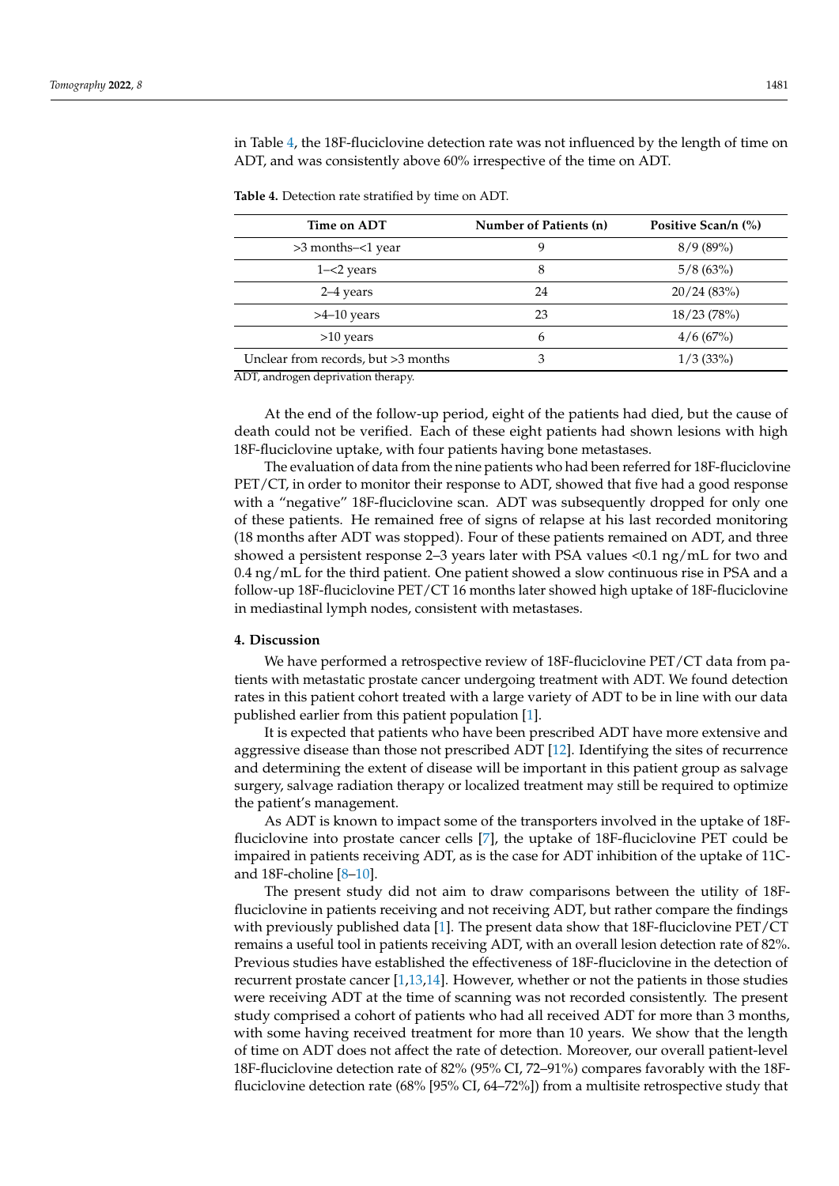in Table 4, the 18F-fluciclovine detection rate was not influenced by the length of time on ADT, and was consistently above 60% irrespective of the time on ADT.

**Table 4.** Detection rate stratified by time on ADT.

| Time on ADT | Number of Patients (n) | Positive Scan/n (%) |
|---|---|---|
| >3 months–<1 year | 9 | 8/9 (89%) |
| 1–<2 years | 8 | 5/8 (63%) |
| 2–4 years | 24 | 20/24 (83%) |
| >4–10 years | 23 | 18/23 (78%) |
| >10 years | 6 | 4/6 (67%) |
| Unclear from records, but >3 months | 3 | 1/3 (33%) |

ADT, androgen deprivation therapy.

At the end of the follow-up period, eight of the patients had died, but the cause of death could not be verified. Each of these eight patients had shown lesions with high 18F-fluciclovine uptake, with four patients having bone metastases.

The evaluation of data from the nine patients who had been referred for 18F-fluciclovine PET/CT, in order to monitor their response to ADT, showed that five had a good response with a "negative" 18F-fluciclovine scan. ADT was subsequently dropped for only one of these patients. He remained free of signs of relapse at his last recorded monitoring (18 months after ADT was stopped). Four of these patients remained on ADT, and three showed a persistent response 2–3 years later with PSA values <0.1 ng/mL for two and 0.4 ng/mL for the third patient. One patient showed a slow continuous rise in PSA and a follow-up 18F-fluciclovine PET/CT 16 months later showed high uptake of 18F-fluciclovine in mediastinal lymph nodes, consistent with metastases.

## 4. Discussion

We have performed a retrospective review of 18F-fluciclovine PET/CT data from patients with metastatic prostate cancer undergoing treatment with ADT. We found detection rates in this patient cohort treated with a large variety of ADT to be in line with our data published earlier from this patient population [1].

It is expected that patients who have been prescribed ADT have more extensive and aggressive disease than those not prescribed ADT [12]. Identifying the sites of recurrence and determining the extent of disease will be important in this patient group as salvage surgery, salvage radiation therapy or localized treatment may still be required to optimize the patient's management.

As ADT is known to impact some of the transporters involved in the uptake of 18F-fluciclovine into prostate cancer cells [7], the uptake of 18F-fluciclovine PET could be impaired in patients receiving ADT, as is the case for ADT inhibition of the uptake of 11C- and 18F-choline [8–10].

The present study did not aim to draw comparisons between the utility of 18F-fluciclovine in patients receiving and not receiving ADT, but rather compare the findings with previously published data [1]. The present data show that 18F-fluciclovine PET/CT remains a useful tool in patients receiving ADT, with an overall lesion detection rate of 82%. Previous studies have established the effectiveness of 18F-fluciclovine in the detection of recurrent prostate cancer [1,13,14]. However, whether or not the patients in those studies were receiving ADT at the time of scanning was not recorded consistently. The present study comprised a cohort of patients who had all received ADT for more than 3 months, with some having received treatment for more than 10 years. We show that the length of time on ADT does not affect the rate of detection. Moreover, our overall patient-level 18F-fluciclovine detection rate of 82% (95% CI, 72–91%) compares favorably with the 18F-fluciclovine detection rate (68% [95% CI, 64–72%]) from a multisite retrospective study that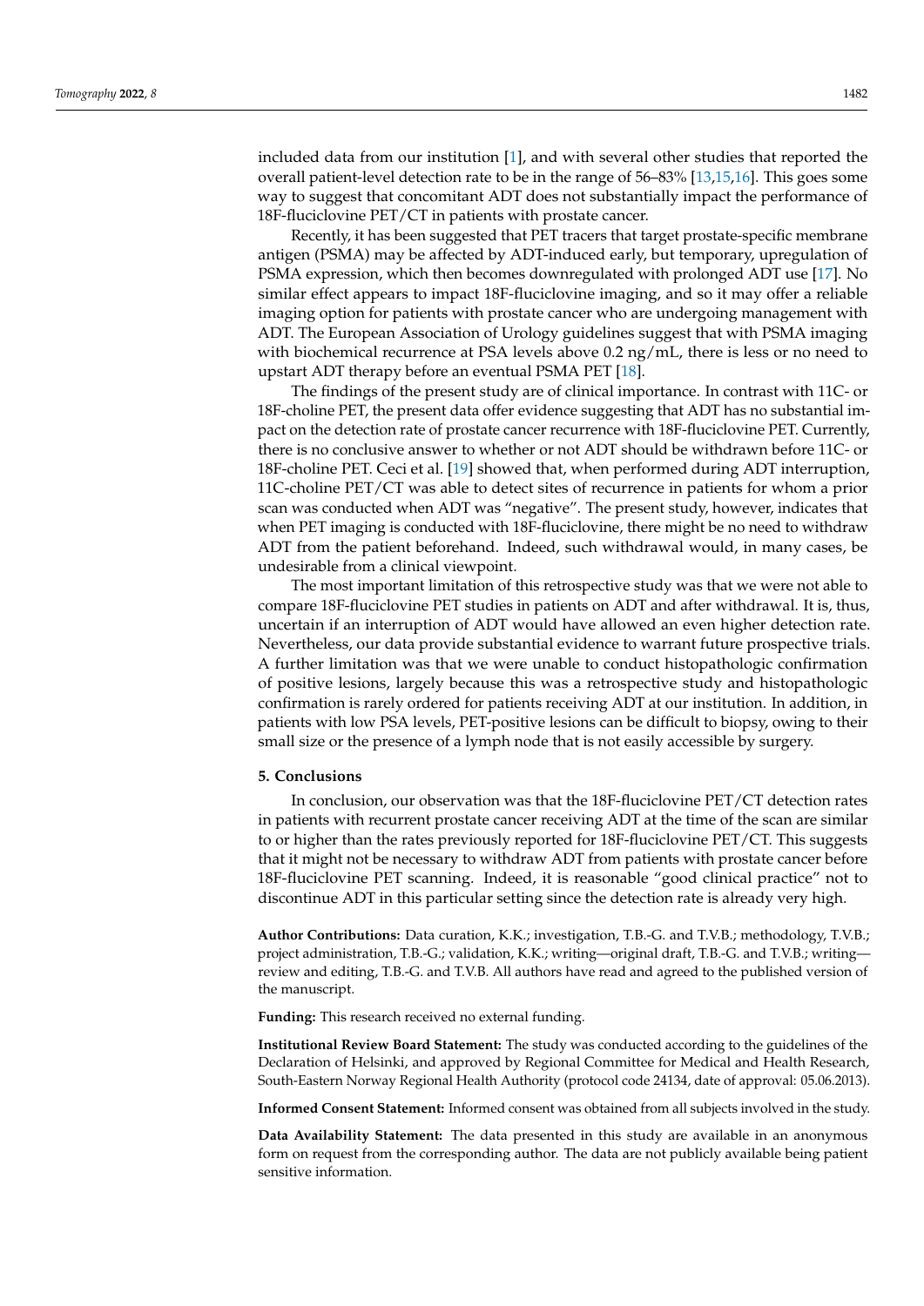included data from our institution [1], and with several other studies that reported the overall patient-level detection rate to be in the range of 56–83% [13,15,16]. This goes some way to suggest that concomitant ADT does not substantially impact the performance of 18F-fluciclovine PET/CT in patients with prostate cancer.

Recently, it has been suggested that PET tracers that target prostate-specific membrane antigen (PSMA) may be affected by ADT-induced early, but temporary, upregulation of PSMA expression, which then becomes downregulated with prolonged ADT use [17]. No similar effect appears to impact 18F-fluciclovine imaging, and so it may offer a reliable imaging option for patients with prostate cancer who are undergoing management with ADT. The European Association of Urology guidelines suggest that with PSMA imaging with biochemical recurrence at PSA levels above 0.2 ng/mL, there is less or no need to upstart ADT therapy before an eventual PSMA PET [18].

The findings of the present study are of clinical importance. In contrast with 11C- or 18F-choline PET, the present data offer evidence suggesting that ADT has no substantial impact on the detection rate of prostate cancer recurrence with 18F-fluciclovine PET. Currently, there is no conclusive answer to whether or not ADT should be withdrawn before 11C- or 18F-choline PET. Ceci et al. [19] showed that, when performed during ADT interruption, 11C-choline PET/CT was able to detect sites of recurrence in patients for whom a prior scan was conducted when ADT was "negative". The present study, however, indicates that when PET imaging is conducted with 18F-fluciclovine, there might be no need to withdraw ADT from the patient beforehand. Indeed, such withdrawal would, in many cases, be undesirable from a clinical viewpoint.

The most important limitation of this retrospective study was that we were not able to compare 18F-fluciclovine PET studies in patients on ADT and after withdrawal. It is, thus, uncertain if an interruption of ADT would have allowed an even higher detection rate. Nevertheless, our data provide substantial evidence to warrant future prospective trials. A further limitation was that we were unable to conduct histopathologic confirmation of positive lesions, largely because this was a retrospective study and histopathologic confirmation is rarely ordered for patients receiving ADT at our institution. In addition, in patients with low PSA levels, PET-positive lesions can be difficult to biopsy, owing to their small size or the presence of a lymph node that is not easily accessible by surgery.

## 5. Conclusions

In conclusion, our observation was that the 18F-fluciclovine PET/CT detection rates in patients with recurrent prostate cancer receiving ADT at the time of the scan are similar to or higher than the rates previously reported for 18F-fluciclovine PET/CT. This suggests that it might not be necessary to withdraw ADT from patients with prostate cancer before 18F-fluciclovine PET scanning. Indeed, it is reasonable "good clinical practice" not to discontinue ADT in this particular setting since the detection rate is already very high.

**Author Contributions:** Data curation, K.K.; investigation, T.B.-G. and T.V.B.; methodology, T.V.B.; project administration, T.B.-G.; validation, K.K.; writing—original draft, T.B.-G. and T.V.B.; writing—review and editing, T.B.-G. and T.V.B. All authors have read and agreed to the published version of the manuscript.

**Funding:** This research received no external funding.

**Institutional Review Board Statement:** The study was conducted according to the guidelines of the Declaration of Helsinki, and approved by Regional Committee for Medical and Health Research, South-Eastern Norway Regional Health Authority (protocol code 24134, date of approval: 05.06.2013).

**Informed Consent Statement:** Informed consent was obtained from all subjects involved in the study.

**Data Availability Statement:** The data presented in this study are available in an anonymous form on request from the corresponding author. The data are not publicly available being patient sensitive information.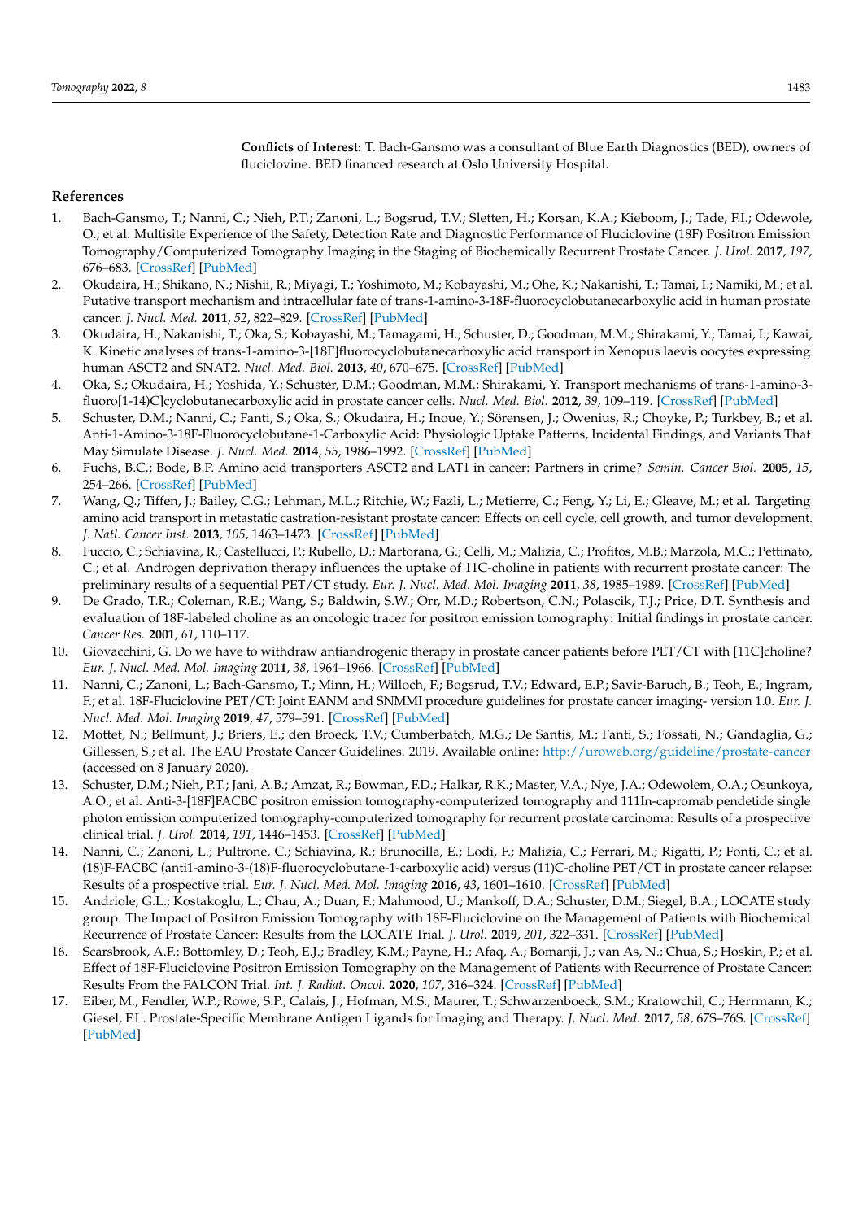**Conflicts of Interest:** T. Bach-Gansmo was a consultant of Blue Earth Diagnostics (BED), owners of fluciclovine. BED financed research at Oslo University Hospital.

## References

1. Bach-Gansmo, T.; Nanni, C.; Nieh, P.T.; Zanoni, L.; Bogsrud, T.V.; Sletten, H.; Korsan, K.A.; Kieboom, J.; Tade, F.I.; Odewole, O.; et al. Multisite Experience of the Safety, Detection Rate and Diagnostic Performance of Fluciclovine (18F) Positron Emission Tomography/Computerized Tomography Imaging in the Staging of Biochemically Recurrent Prostate Cancer. *J. Urol.* **2017**, *197*, 676–683. [CrossRef] [PubMed]
2. Okudaira, H.; Shikano, N.; Nishii, R.; Miyagi, T.; Yoshimoto, M.; Kobayashi, M.; Ohe, K.; Nakanishi, T.; Tamai, I.; Namiki, M.; et al. Putative transport mechanism and intracellular fate of trans-1-amino-3-18F-fluorocyclobutanecarboxylic acid in human prostate cancer. *J. Nucl. Med.* **2011**, *52*, 822–829. [CrossRef] [PubMed]
3. Okudaira, H.; Nakanishi, T.; Oka, S.; Kobayashi, M.; Tamagami, H.; Schuster, D.; Goodman, M.M.; Shirakami, Y.; Tamai, I.; Kawai, K. Kinetic analyses of trans-1-amino-3-[18F]fluorocyclobutanecarboxylic acid transport in Xenopus laevis oocytes expressing human ASCT2 and SNAT2. *Nucl. Med. Biol.* **2013**, *40*, 670–675. [CrossRef] [PubMed]
4. Oka, S.; Okudaira, H.; Yoshida, Y.; Schuster, D.M.; Goodman, M.M.; Shirakami, Y. Transport mechanisms of trans-1-amino-3-fluoro[1-14)C]cyclobutanecarboxylic acid in prostate cancer cells. *Nucl. Med. Biol.* **2012**, *39*, 109–119. [CrossRef] [PubMed]
5. Schuster, D.M.; Nanni, C.; Fanti, S.; Oka, S.; Okudaira, H.; Inoue, Y.; Sörensen, J.; Owenius, R.; Choyke, P.; Turkbey, B.; et al. Anti-1-Amino-3-18F-Fluorocyclobutane-1-Carboxylic Acid: Physiologic Uptake Patterns, Incidental Findings, and Variants That May Simulate Disease. *J. Nucl. Med.* **2014**, *55*, 1986–1992. [CrossRef] [PubMed]
6. Fuchs, B.C.; Bode, B.P. Amino acid transporters ASCT2 and LAT1 in cancer: Partners in crime? *Semin. Cancer Biol.* **2005**, *15*, 254–266. [CrossRef] [PubMed]
7. Wang, Q.; Tiffen, J.; Bailey, C.G.; Lehman, M.L.; Ritchie, W.; Fazli, L.; Metierre, C.; Feng, Y.; Li, E.; Gleave, M.; et al. Targeting amino acid transport in metastatic castration-resistant prostate cancer: Effects on cell cycle, cell growth, and tumor development. *J. Natl. Cancer Inst.* **2013**, *105*, 1463–1473. [CrossRef] [PubMed]
8. Fuccio, C.; Schiavina, R.; Castellucci, P.; Rubello, D.; Martorana, G.; Celli, M.; Malizia, C.; Profitos, M.B.; Marzola, M.C.; Pettinato, C.; et al. Androgen deprivation therapy influences the uptake of 11C-choline in patients with recurrent prostate cancer: The preliminary results of a sequential PET/CT study. *Eur. J. Nucl. Med. Mol. Imaging* **2011**, *38*, 1985–1989. [CrossRef] [PubMed]
9. De Grado, T.R.; Coleman, R.E.; Wang, S.; Baldwin, S.W.; Orr, M.D.; Robertson, C.N.; Polascik, T.J.; Price, D.T. Synthesis and evaluation of 18F-labeled choline as an oncologic tracer for positron emission tomography: Initial findings in prostate cancer. *Cancer Res.* **2001**, *61*, 110–117.
10. Giovacchini, G. Do we have to withdraw antiandrogenic therapy in prostate cancer patients before PET/CT with [11C]choline? *Eur. J. Nucl. Med. Mol. Imaging* **2011**, *38*, 1964–1966. [CrossRef] [PubMed]
11. Nanni, C.; Zanoni, L.; Bach-Gansmo, T.; Minn, H.; Willoch, F.; Bogsrud, T.V.; Edward, E.P.; Savir-Baruch, B.; Teoh, E.; Ingram, F.; et al. 18F-Fluciclovine PET/CT: Joint EANM and SNMMI procedure guidelines for prostate cancer imaging- version 1.0. *Eur. J. Nucl. Med. Mol. Imaging* **2019**, *47*, 579–591. [CrossRef] [PubMed]
12. Mottet, N.; Bellmunt, J.; Briers, E.; den Broeck, T.V.; Cumberbatch, M.G.; De Santis, M.; Fanti, S.; Fossati, N.; Gandaglia, G.; Gillessen, S.; et al. The EAU Prostate Cancer Guidelines. 2019. Available online: http://uroweb.org/guideline/prostate-cancer (accessed on 8 January 2020).
13. Schuster, D.M.; Nieh, P.T.; Jani, A.B.; Amzat, R.; Bowman, F.D.; Halkar, R.K.; Master, V.A.; Nye, J.A.; Odewolem, O.A.; Osunkoya, A.O.; et al. Anti-3-[18F]FACBC positron emission tomography-computerized tomography and 111In-capromab pendetide single photon emission computerized tomography-computerized tomography for recurrent prostate carcinoma: Results of a prospective clinical trial. *J. Urol.* **2014**, *191*, 1446–1453. [CrossRef] [PubMed]
14. Nanni, C.; Zanoni, L.; Pultrone, C.; Schiavina, R.; Brunocilla, E.; Lodi, F.; Malizia, C.; Ferrari, M.; Rigatti, P.; Fonti, C.; et al. (18)F-FACBC (anti1-amino-3-(18)F-fluorocyclobutane-1-carboxylic acid) versus (11)C-choline PET/CT in prostate cancer relapse: Results of a prospective trial. *Eur. J. Nucl. Med. Mol. Imaging* **2016**, *43*, 1601–1610. [CrossRef] [PubMed]
15. Andriole, G.L.; Kostakoglu, L.; Chau, A.; Duan, F.; Mahmood, U.; Mankoff, D.A.; Schuster, D.M.; Siegel, B.A.; LOCATE study group. The Impact of Positron Emission Tomography with 18F-Fluciclovine on the Management of Patients with Biochemical Recurrence of Prostate Cancer: Results from the LOCATE Trial. *J. Urol.* **2019**, *201*, 322–331. [CrossRef] [PubMed]
16. Scarsbrook, A.F.; Bottomley, D.; Teoh, E.J.; Bradley, K.M.; Payne, H.; Afaq, A.; Bomanji, J.; van As, N.; Chua, S.; Hoskin, P.; et al. Effect of 18F-Fluciclovine Positron Emission Tomography on the Management of Patients with Recurrence of Prostate Cancer: Results From the FALCON Trial. *Int. J. Radiat. Oncol.* **2020**, *107*, 316–324. [CrossRef] [PubMed]
17. Eiber, M.; Fendler, W.P.; Rowe, S.P.; Calais, J.; Hofman, M.S.; Maurer, T.; Schwarzenboeck, S.M.; Kratowchil, C.; Herrmann, K.; Giesel, F.L. Prostate-Specific Membrane Antigen Ligands for Imaging and Therapy. *J. Nucl. Med.* **2017**, *58*, 67S–76S. [CrossRef] [PubMed]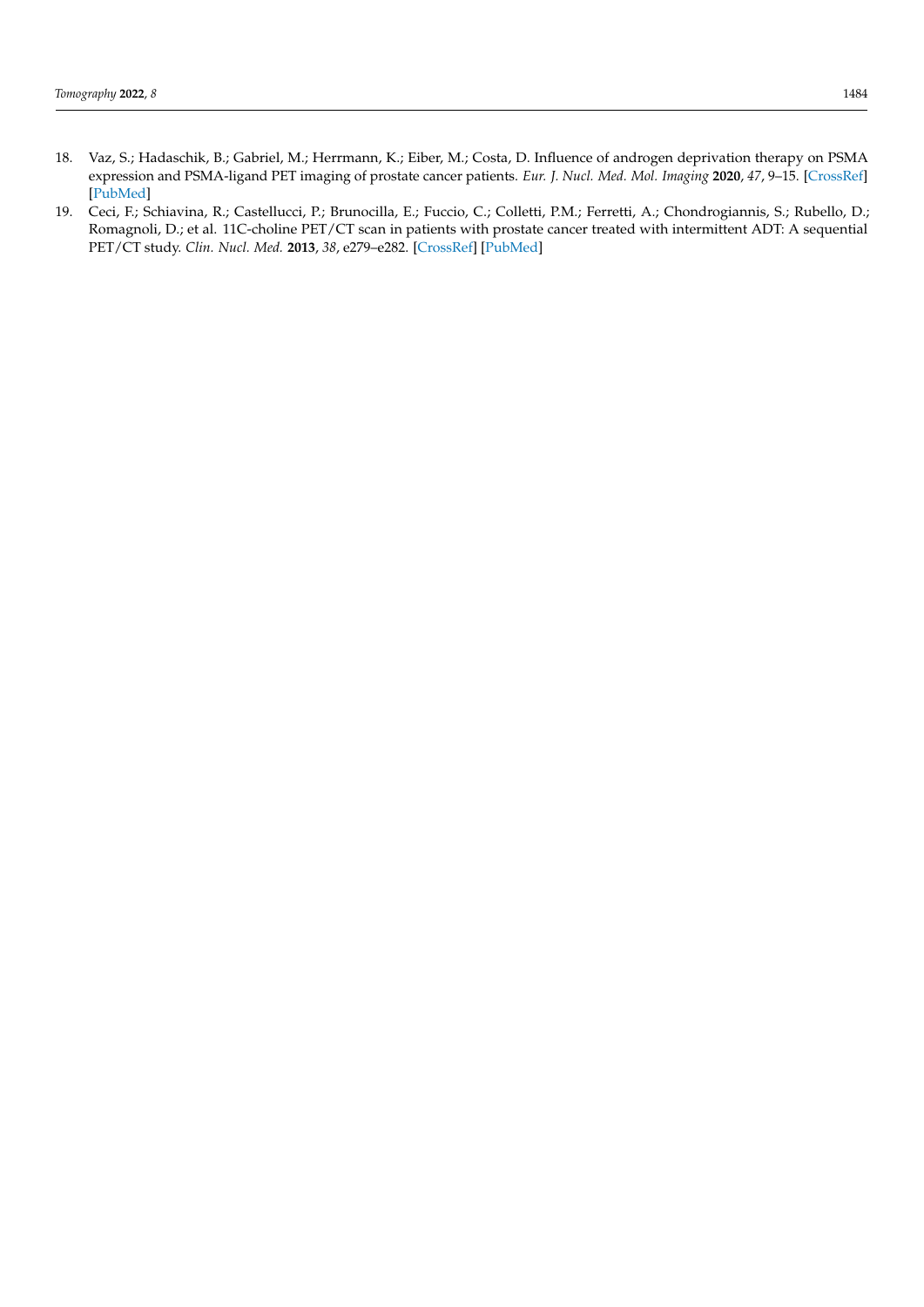18. Vaz, S.; Hadaschik, B.; Gabriel, M.; Herrmann, K.; Eiber, M.; Costa, D. Influence of androgen deprivation therapy on PSMA expression and PSMA-ligand PET imaging of prostate cancer patients. *Eur. J. Nucl. Med. Mol. Imaging* **2020**, *47*, 9–15. [CrossRef] [PubMed]
19. Ceci, F.; Schiavina, R.; Castellucci, P.; Brunocilla, E.; Fuccio, C.; Colletti, P.M.; Ferretti, A.; Chondrogiannis, S.; Rubello, D.; Romagnoli, D.; et al. 11C-choline PET/CT scan in patients with prostate cancer treated with intermittent ADT: A sequential PET/CT study. *Clin. Nucl. Med.* **2013**, *38*, e279–e282. [CrossRef] [PubMed]